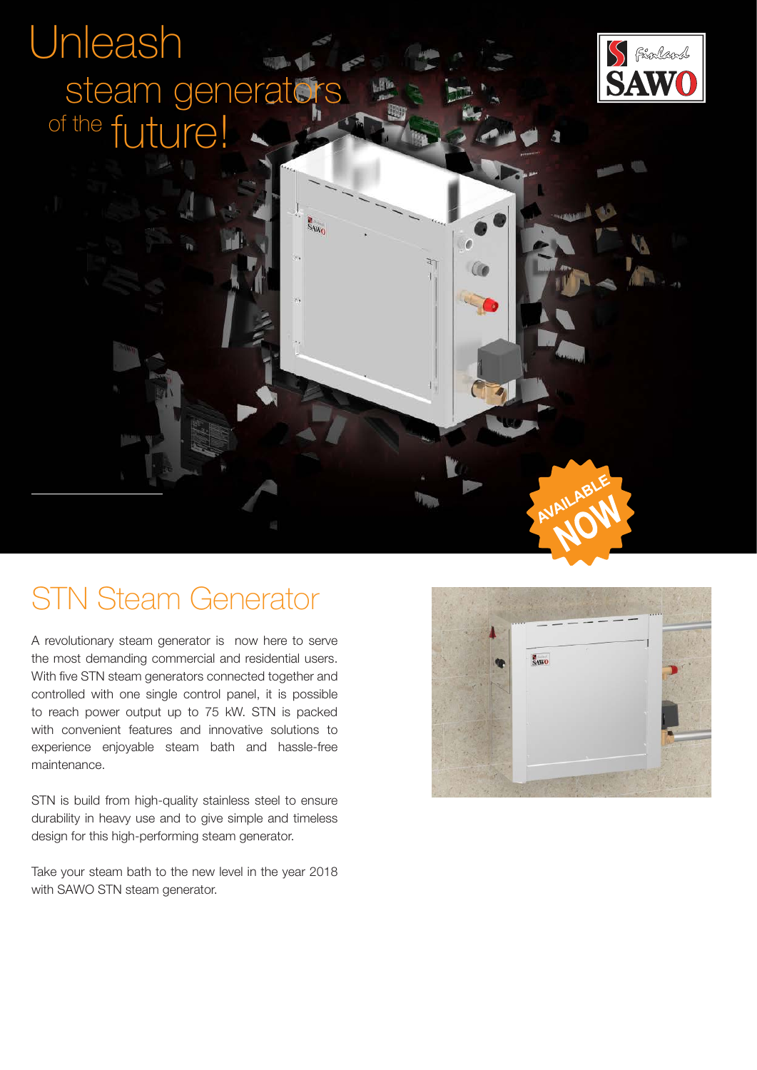# Unleash steam generators of the future!

AVAILABLE NOW

## STN Steam Generator

A revolutionary steam generator is now here to serve the most demanding commercial and residential users. With five STN steam generators connected together and controlled with one single control panel, it is possible to reach power output up to 75 kW. STN is packed with convenient features and innovative solutions to experience enjoyable steam bath and hassle-free maintenance.

STN is build from high-quality stainless steel to ensure durability in heavy use and to give simple and timeless design for this high-performing steam generator.

Take your steam bath to the new level in the year 2018 with SAWO STN steam generator.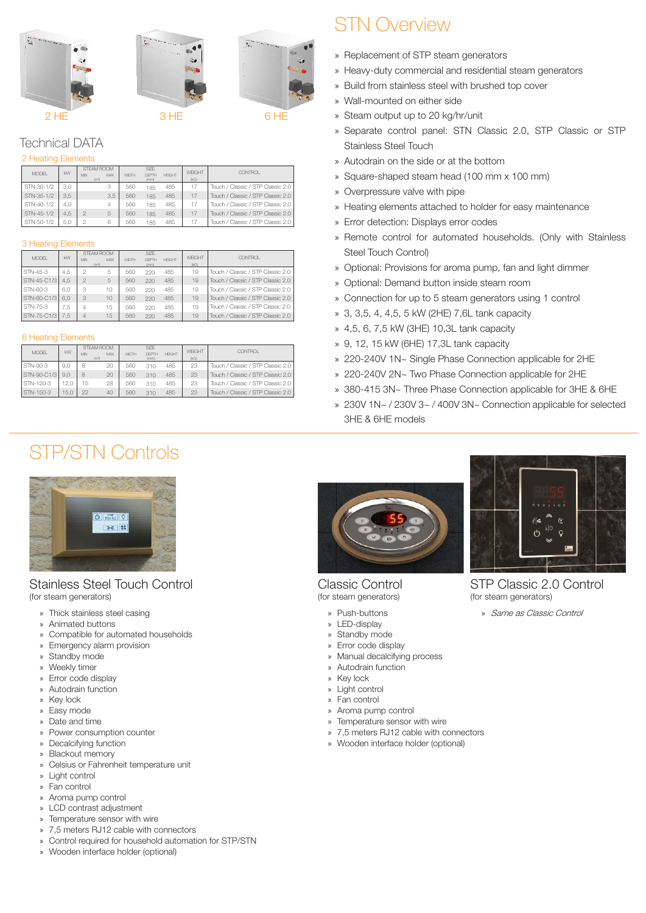2 HE

3 HE

6 HE

## Technical DATA

### 2 Heating Elements

| MODEL | kW | STEAM ROOM MIN (m³) | STEAM ROOM MAX (m³) | WIDTH | DEPTH (mm) | HEIGHT | WEIGHT (kG) | CONTROL |
|---|---|---|---|---|---|---|---|---|
| STN-30-1/2 | 3,0 | | 3 | 560 | 185 | 485 | 17 | Touch / Classic / STP Classic 2.0 |
| STN-35-1/2 | 3,5 | | 3,5 | 560 | 185 | 485 | 17 | Touch / Classic / STP Classic 2.0 |
| STN-40-1/2 | 4,0 | | 4 | 560 | 185 | 485 | 17 | Touch / Classic / STP Classic 2.0 |
| STN-45-1/2 | 4,5 | 2 | 5 | 560 | 185 | 485 | 17 | Touch / Classic / STP Classic 2.0 |
| STN-50-1/2 | 5,0 | 2 | 6 | 560 | 185 | 485 | 17 | Touch / Classic / STP Classic 2.0 |

### 3 Heating Elements

| MODEL | kW | STEAM ROOM MIN (m³) | STEAM ROOM MAX (m³) | WIDTH | DEPTH (mm) | HEIGHT | WEIGHT (kG) | CONTROL |
|---|---|---|---|---|---|---|---|---|
| STN-45-3 | 4,5 | 2 | 5 | 560 | 220 | 485 | 19 | Touch / Classic / STP Classic 2.0 |
| STN-45-C1/3 | 4,5 | 2 | 5 | 560 | 220 | 485 | 19 | Touch / Classic / STP Classic 2.0 |
| STN-60-3 | 6,0 | 3 | 10 | 560 | 220 | 485 | 19 | Touch / Classic / STP Classic 2.0 |
| STN-60-C1/3 | 6,0 | 3 | 10 | 560 | 220 | 485 | 19 | Touch / Classic / STP Classic 2.0 |
| STN-75-3 | 7,5 | 4 | 15 | 560 | 220 | 485 | 19 | Touch / Classic / STP Classic 2.0 |
| STN-75-C1/3 | 7,5 | 4 | 15 | 560 | 220 | 485 | 19 | Touch / Classic / STP Classic 2.0 |

### 6 Heating Elements

| MODEL | kW | STEAM ROOM MIN (m³) | STEAM ROOM MAX (m³) | WIDTH | DEPTH (mm) | HEIGHT | WEIGHT (kG) | CONTROL |
|---|---|---|---|---|---|---|---|---|
| STN-90-3 | 9,0 | 8 | 20 | 560 | 310 | 485 | 23 | Touch / Classic / STP Classic 2.0 |
| STN-90-C1/3 | 9,0 | 8 | 20 | 560 | 310 | 485 | 23 | Touch / Classic / STP Classic 2.0 |
| STN-120-3 | 12,0 | 15 | 28 | 560 | 310 | 485 | 23 | Touch / Classic / STP Classic 2.0 |
| STN-150-3 | 15,0 | 22 | 40 | 560 | 310 | 485 | 23 | Touch / Classic / STP Classic 2.0 |

## STN Overview

- Replacement of STP steam generators
- Heavy-duty commercial and residential steam generators
- Build from stainless steel with brushed top cover
- Wall-mounted on either side
- Steam output up to 20 kg/hr/unit
- Separate control panel: STN Classic 2.0, STP Classic or STP Stainless Steel Touch
- Autodrain on the side or at the bottom
- Square-shaped steam head (100 mm x 100 mm)
- Overpressure valve with pipe
- Heating elements attached to holder for easy maintenance
- Error detection: Displays error codes
- Remote control for automated households. (Only with Stainless Steel Touch Control)
- Optional: Provisions for aroma pump, fan and light dimmer
- Optional: Demand button inside steam room
- Connection for up to 5 steam generators using 1 control
- 3, 3,5, 4, 4,5, 5 kW (2HE) 7,6L tank capacity
- 4,5, 6, 7,5 kW (3HE) 10,3L tank capacity
- 9, 12, 15 kW (6HE) 17,3L tank capacity
- 220-240V 1N~ Single Phase Connection applicable for 2HE
- 220-240V 2N~ Two Phase Connection applicable for 2HE
- 380-415 3N~ Three Phase Connection applicable for 3HE & 6HE
- 230V 1N~ / 230V 3~ / 400V 3N~ Connection applicable for selected 3HE & 6HE models

## STP/STN Controls

### Stainless Steel Touch Control
(for steam generators)

- Thick stainless steel casing
- Animated buttons
- Compatible for automated households
- Emergency alarm provision
- Standby mode
- Weekly timer
- Error code display
- Autodrain function
- Key lock
- Easy mode
- Date and time
- Power consumption counter
- Decalcifying function
- Blackout memory
- Celsius or Fahrenheit temperature unit
- Light control
- Fan control
- Aroma pump control
- LCD contrast adjustment
- Temperature sensor with wire
- 7,5 meters RJ12 cable with connectors
- Control required for household automation for STP/STN
- Wooden interface holder (optional)

### Classic Control
(for steam generators)

- Push-buttons
- LED-display
- Standby mode
- Error code display
- Manual decalcifying process
- Autodrain function
- Key lock
- Light control
- Fan control
- Aroma pump control
- Temperature sensor with wire
- 7,5 meters RJ12 cable with connectors
- Wooden interface holder (optional)

### STP Classic 2.0 Control
(for steam generators)

- *Same as Classic Control*